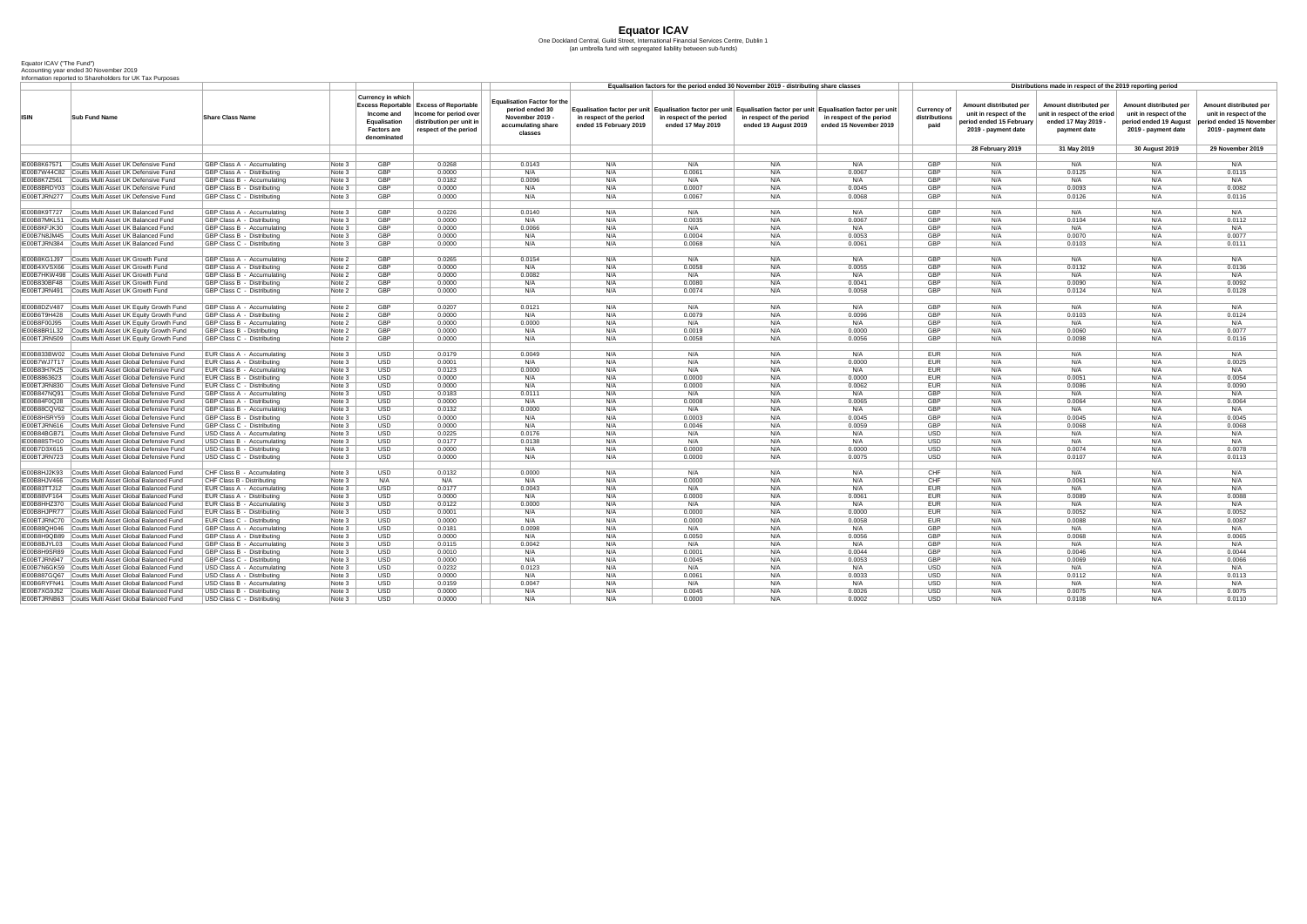# Equator ICAV

One Dockland Central, Guild Street, International Financial Services Centre, Dublin 1
(an umbrella fund with segregated liability between sub-funds)

Equator ICAV ("The Fund")
Accounting year ended 30 November 2019
Information reported to Shareholders for UK Tax Purposes

| ISIN | Sub Fund Name | Share Class Name | | Currency in which Excess Reportable Income and Equalisation Factors are denominated | Excess of Reportable Income for period over distribution per unit in respect of the period | Equalisation Factor for the period ended 30 November 2019 - accumulating share classes | Equalisation factors for the period ended 30 November 2019 - distributing share classes | | | | Distributions made in respect of the 2019 reporting period | | | | |
|---|---|---|---|---|---|---|---|---|---|---|---|---|---|---|---|
| | | | | | | | Equalisation factor per unit in respect of the period ended 15 February 2019 | Equalisation factor per unit in respect of the period ended 17 May 2019 | Equalisation factor per unit in respect of the period ended 19 August 2019 | Equalisation factor per unit in respect of the period ended 15 November 2019 | Currency of distributions paid | Amount distributed per unit in respect of the period ended 15 February 2019 - payment date | Amount distributed per unit in respect of the eriod ended 17 May 2019 - payment date | Amount distributed per unit in respect of the period ended 19 August 2019 - payment date | Amount distributed per unit in respect of the period ended 15 November 2019 - payment date |
| | | | | | | | | | | | | 28 February 2019 | 31 May 2019 | 30 August 2019 | 29 November 2019 |
| IE00B8K67571 | Coutts Multi Asset UK Defensive Fund | GBP Class A - Accumulating | Note 3 | GBP | 0.0268 | 0.0143 | N/A | N/A | N/A | N/A | GBP | N/A | N/A | N/A | N/A |
| IE00B7W44C82 | Coutts Multi Asset UK Defensive Fund | GBP Class A - Distributing | Note 3 | GBP | 0.0000 | N/A | N/A | 0.0061 | N/A | 0.0067 | GBP | N/A | 0.0125 | N/A | 0.0115 |
| IE00B8K7Z561 | Coutts Multi Asset UK Defensive Fund | GBP Class B - Accumulating | Note 3 | GBP | 0.0182 | 0.0096 | N/A | N/A | N/A | N/A | GBP | N/A | N/A | N/A | N/A |
| IE00B8BRDY03 | Coutts Multi Asset UK Defensive Fund | GBP Class B - Distributing | Note 3 | GBP | 0.0000 | N/A | N/A | 0.0007 | N/A | 0.0045 | GBP | N/A | 0.0093 | N/A | 0.0082 |
| IE00BTJRN277 | Coutts Multi Asset UK Defensive Fund | GBP Class C - Distributing | Note 3 | GBP | 0.0000 | N/A | N/A | 0.0067 | N/A | 0.0068 | GBP | N/A | 0.0126 | N/A | 0.0116 |
| IE00B8K9T727 | Coutts Multi Asset UK Balanced Fund | GBP Class A - Accumulating | Note 3 | GBP | 0.0226 | 0.0140 | N/A | N/A | N/A | N/A | GBP | N/A | N/A | N/A | N/A |
| IE00B87MKL51 | Coutts Multi Asset UK Balanced Fund | GBP Class A - Distributing | Note 3 | GBP | 0.0000 | N/A | N/A | 0.0035 | N/A | 0.0067 | GBP | N/A | 0.0104 | N/A | 0.0112 |
| IE00B8KFJK30 | Coutts Multi Asset UK Balanced Fund | GBP Class B - Accumulating | Note 3 | GBP | 0.0000 | 0.0066 | N/A | N/A | N/A | N/A | GBP | N/A | N/A | N/A | N/A |
| IE00B7N8JM45 | Coutts Multi Asset UK Balanced Fund | GBP Class B - Distributing | Note 3 | GBP | 0.0000 | N/A | N/A | 0.0004 | N/A | 0.0053 | GBP | N/A | 0.0070 | N/A | 0.0077 |
| IE00BTJRN384 | Coutts Multi Asset UK Balanced Fund | GBP Class C - Distributing | Note 3 | GBP | 0.0000 | N/A | N/A | 0.0068 | N/A | 0.0061 | GBP | N/A | 0.0103 | N/A | 0.0111 |
| IE00B8KG1J97 | Coutts Multi Asset UK Growth Fund | GBP Class A - Accumulating | Note 2 | GBP | 0.0265 | 0.0154 | N/A | N/A | N/A | N/A | GBP | N/A | N/A | N/A | N/A |
| IE00B4XV5X66 | Coutts Multi Asset UK Growth Fund | GBP Class A - Distributing | Note 2 | GBP | 0.0000 | N/A | N/A | 0.0058 | N/A | 0.0055 | GBP | N/A | 0.0132 | N/A | 0.0136 |
| IE00B7HKW498 | Coutts Multi Asset UK Growth Fund | GBP Class B - Accumulating | Note 2 | GBP | 0.0000 | 0.0082 | N/A | N/A | N/A | N/A | GBP | N/A | N/A | N/A | N/A |
| IE00B830BF48 | Coutts Multi Asset UK Growth Fund | GBP Class B - Distributing | Note 2 | GBP | 0.0000 | N/A | N/A | 0.0080 | N/A | 0.0041 | GBP | N/A | 0.0090 | N/A | 0.0092 |
| IE00BTJRN491 | Coutts Multi Asset UK Growth Fund | GBP Class C - Distributing | Note 2 | GBP | 0.0000 | N/A | N/A | 0.0074 | N/A | 0.0058 | GBP | N/A | 0.0124 | N/A | 0.0128 |
| IE00B8DZV487 | Coutts Multi Asset UK Equity Growth Fund | GBP Class A - Accumulating | Note 2 | GBP | 0.0207 | 0.0121 | N/A | N/A | N/A | N/A | GBP | N/A | N/A | N/A | N/A |
| IE00B6T9H428 | Coutts Multi Asset UK Equity Growth Fund | GBP Class A - Distributing | Note 2 | GBP | 0.0000 | N/A | N/A | 0.0079 | N/A | 0.0096 | GBP | N/A | 0.0103 | N/A | 0.0124 |
| IE00B8F00J95 | Coutts Multi Asset UK Equity Growth Fund | GBP Class B - Accumulating | Note 2 | GBP | 0.0000 | 0.0000 | N/A | N/A | N/A | N/A | GBP | N/A | N/A | N/A | N/A |
| IE00B8BR1L32 | Coutts Multi Asset UK Equity Growth Fund | GBP Class B - Distributing | Note 2 | GBP | 0.0000 | N/A | N/A | 0.0019 | N/A | 0.0000 | GBP | N/A | 0.0060 | N/A | 0.0077 |
| IE00BTJRN509 | Coutts Multi Asset UK Equity Growth Fund | GBP Class C - Distributing | Note 2 | GBP | 0.0000 | N/A | N/A | 0.0058 | N/A | 0.0056 | GBP | N/A | 0.0098 | N/A | 0.0116 |
| IE00B833BW02 | Coutts Multi Asset Global Defensive Fund | EUR Class A - Accumulating | Note 3 | USD | 0.0179 | 0.0049 | N/A | N/A | N/A | N/A | EUR | N/A | N/A | N/A | N/A |
| IE00B7WJ7T17 | Coutts Multi Asset Global Defensive Fund | EUR Class A - Distributing | Note 3 | USD | 0.0001 | N/A | N/A | N/A | N/A | 0.0000 | EUR | N/A | N/A | N/A | 0.0025 |
| IE00B83H7K25 | Coutts Multi Asset Global Defensive Fund | EUR Class B - Accumulating | Note 3 | USD | 0.0123 | 0.0000 | N/A | N/A | N/A | N/A | EUR | N/A | N/A | N/A | N/A |
| IE00B8863623 | Coutts Multi Asset Global Defensive Fund | EUR Class B - Distributing | Note 3 | USD | 0.0000 | N/A | N/A | 0.0000 | N/A | 0.0000 | EUR | N/A | 0.0051 | N/A | 0.0054 |
| IE00BTJRN830 | Coutts Multi Asset Global Defensive Fund | EUR Class C - Distributing | Note 3 | USD | 0.0000 | N/A | N/A | 0.0000 | N/A | 0.0062 | EUR | N/A | 0.0086 | N/A | 0.0090 |
| IE00B847NQ91 | Coutts Multi Asset Global Defensive Fund | GBP Class A - Accumulating | Note 3 | USD | 0.0183 | 0.0111 | N/A | N/A | N/A | N/A | GBP | N/A | N/A | N/A | N/A |
| IE00B84F0Q28 | Coutts Multi Asset Global Defensive Fund | GBP Class A - Distributing | Note 3 | USD | 0.0000 | N/A | N/A | 0.0008 | N/A | 0.0065 | GBP | N/A | 0.0064 | N/A | 0.0064 |
| IE00B88CQV62 | Coutts Multi Asset Global Defensive Fund | GBP Class B - Accumulating | Note 3 | USD | 0.0132 | 0.0000 | N/A | N/A | N/A | N/A | GBP | N/A | N/A | N/A | N/A |
| IE00B8HSRY59 | Coutts Multi Asset Global Defensive Fund | GBP Class B - Distributing | Note 3 | USD | 0.0000 | N/A | N/A | 0.0003 | N/A | 0.0045 | GBP | N/A | 0.0045 | N/A | 0.0045 |
| IE00BTJRN616 | Coutts Multi Asset Global Defensive Fund | GBP Class C - Distributing | Note 3 | USD | 0.0000 | N/A | N/A | 0.0046 | N/A | 0.0059 | GBP | N/A | 0.0068 | N/A | 0.0068 |
| IE00B84BGB71 | Coutts Multi Asset Global Defensive Fund | USD Class A - Accumulating | Note 3 | USD | 0.0225 | 0.0176 | N/A | N/A | N/A | N/A | USD | N/A | N/A | N/A | N/A |
| IE00B88STH10 | Coutts Multi Asset Global Defensive Fund | USD Class B - Accumulating | Note 3 | USD | 0.0177 | 0.0138 | N/A | N/A | N/A | N/A | USD | N/A | N/A | N/A | N/A |
| IE00B7D3X615 | Coutts Multi Asset Global Defensive Fund | USD Class B - Distributing | Note 3 | USD | 0.0000 | N/A | N/A | 0.0000 | N/A | 0.0000 | USD | N/A | 0.0074 | N/A | 0.0078 |
| IE00BTJRN723 | Coutts Multi Asset Global Defensive Fund | USD Class C - Distributing | Note 3 | USD | 0.0000 | N/A | N/A | 0.0000 | N/A | 0.0075 | USD | N/A | 0.0107 | N/A | 0.0113 |
| IE00B8HJ2K93 | Coutts Multi Asset Global Balanced Fund | CHF Class B - Accumulating | Note 3 | USD | 0.0132 | 0.0000 | N/A | N/A | N/A | N/A | CHF | N/A | N/A | N/A | N/A |
| IE00B8HJV466 | Coutts Multi Asset Global Balanced Fund | CHF Class B - Distributing | Note 3 | N/A | N/A | N/A | N/A | 0.0000 | N/A | N/A | CHF | N/A | 0.0061 | N/A | N/A |
| IE00B83TTJ12 | Coutts Multi Asset Global Balanced Fund | EUR Class A - Accumulating | Note 3 | USD | 0.0177 | 0.0043 | N/A | N/A | N/A | N/A | EUR | N/A | N/A | N/A | N/A |
| IE00B88VF164 | Coutts Multi Asset Global Balanced Fund | EUR Class A - Distributing | Note 3 | USD | 0.0000 | N/A | N/A | 0.0000 | N/A | 0.0061 | EUR | N/A | 0.0089 | N/A | 0.0088 |
| IE00B8HHZ370 | Coutts Multi Asset Global Balanced Fund | EUR Class B - Accumulating | Note 3 | USD | 0.0122 | 0.0000 | N/A | N/A | N/A | N/A | EUR | N/A | N/A | N/A | N/A |
| IE00B8HJPR77 | Coutts Multi Asset Global Balanced Fund | EUR Class B - Distributing | Note 3 | USD | 0.0001 | N/A | N/A | 0.0000 | N/A | 0.0000 | EUR | N/A | 0.0052 | N/A | 0.0052 |
| IE00BTJRNC70 | Coutts Multi Asset Global Balanced Fund | EUR Class C - Distributing | Note 3 | USD | 0.0000 | N/A | N/A | 0.0000 | N/A | 0.0058 | EUR | N/A | 0.0088 | N/A | 0.0087 |
| IE00B88QH046 | Coutts Multi Asset Global Balanced Fund | GBP Class A - Accumulating | Note 3 | USD | 0.0181 | 0.0098 | N/A | N/A | N/A | N/A | GBP | N/A | N/A | N/A | N/A |
| IE00B8H9QB89 | Coutts Multi Asset Global Balanced Fund | GBP Class A - Distributing | Note 3 | USD | 0.0000 | N/A | N/A | 0.0050 | N/A | 0.0056 | GBP | N/A | 0.0068 | N/A | 0.0065 |
| IE00B8BJYL03 | Coutts Multi Asset Global Balanced Fund | GBP Class B - Accumulating | Note 3 | USD | 0.0115 | 0.0042 | N/A | N/A | N/A | N/A | GBP | N/A | N/A | N/A | N/A |
| IE00B8H95R89 | Coutts Multi Asset Global Balanced Fund | GBP Class B - Distributing | Note 3 | USD | 0.0010 | N/A | N/A | 0.0001 | N/A | 0.0044 | GBP | N/A | 0.0046 | N/A | 0.0044 |
| IE00BTJRN047 | Coutts Multi Asset Global Balanced Fund | GBP Class C - Distributing | Note 3 | USD | 0.0000 | N/A | N/A | 0.0045 | N/A | 0.0053 | GBP | N/A | 0.0069 | N/A | 0.0066 |
| IE00B7N6GK59 | Coutts Multi Asset Global Balanced Fund | USD Class A - Accumulating | Note 3 | USD | 0.0232 | 0.0123 | N/A | N/A | N/A | N/A | USD | N/A | N/A | N/A | N/A |
| IE00B887GQ67 | Coutts Multi Asset Global Balanced Fund | USD Class A - Distributing | Note 3 | USD | 0.0000 | N/A | N/A | 0.0061 | N/A | 0.0033 | USD | N/A | 0.0112 | N/A | 0.0113 |
| IE00B6RYFN41 | Coutts Multi Asset Global Balanced Fund | USD Class B - Accumulating | Note 3 | USD | 0.0159 | 0.0047 | N/A | N/A | N/A | N/A | USD | N/A | N/A | N/A | N/A |
| IE00B7XG9J52 | Coutts Multi Asset Global Balanced Fund | USD Class B - Distributing | Note 3 | USD | 0.0000 | N/A | N/A | 0.0045 | N/A | 0.0026 | USD | N/A | 0.0075 | N/A | 0.0075 |
| IE00BTJRNB63 | Coutts Multi Asset Global Balanced Fund | USD Class C - Distributing | Note 3 | USD | 0.0000 | N/A | N/A | 0.0000 | N/A | 0.0002 | USD | N/A | 0.0108 | N/A | 0.0110 |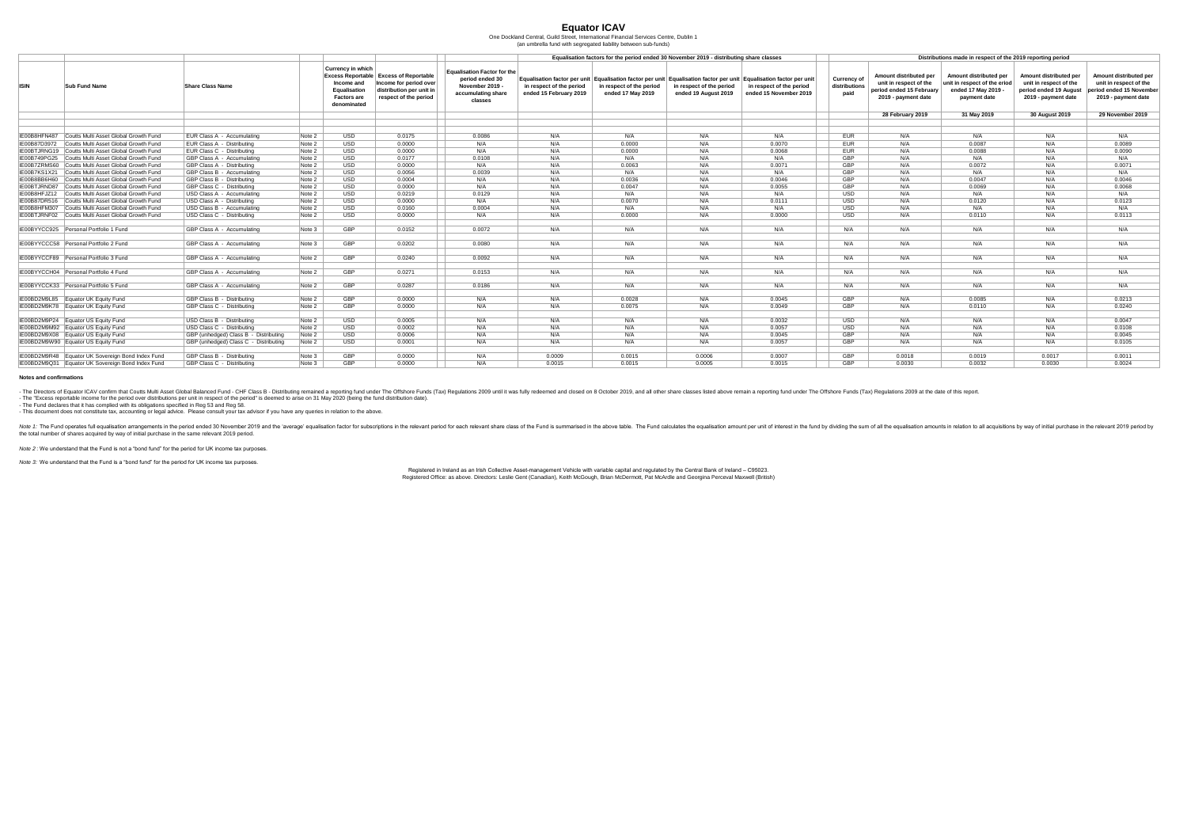# Equator ICAV

One Dockland Central, Guild Street, International Financial Services Centre, Dublin 1
(an umbrella fund with segregated liability between sub-funds)

| | | | | | | | Equalisation factors for the period ended 30 November 2019 - distributing share classes | | | | Distributions made in respect of the 2019 reporting period | | | | |
|---|---|---|---|---|---|---|---|---|---|---|---|---|---|---|---|
| ISIN | Sub Fund Name | Share Class Name | | Currency in which Excess Reportable Income and Equalisation Factors are denominated | Excess of Reportable Income for period over distribution per unit in respect of the period | Equalisation Factor for the period ended 30 November 2019 - accumulating share classes | Equalisation factor per unit in respect of the period ended 15 February 2019 | Equalisation factor per unit in respect of the period ended 17 May 2019 | Equalisation factor per unit in respect of the period ended 19 August 2019 | Equalisation factor per unit in respect of the period ended 15 November 2019 | Currency of distributions paid | Amount distributed per unit in respect of the period ended 15 February 2019 - payment date | Amount distributed per unit in respect of the eriod ended 17 May 2019 - payment date | Amount distributed per unit in respect of the period ended 19 August 2019 - payment date | Amount distributed per unit in respect of the period ended 15 November 2019 - payment date |
| | | | | | | | | | | | | 28 February 2019 | 31 May 2019 | 30 August 2019 | 29 November 2019 |
| IE00B8HFN487 | Coutts Multi Asset Global Growth Fund | EUR Class A - Accumulating | Note 2 | USD | 0.0175 | 0.0086 | N/A | N/A | N/A | N/A | EUR | N/A | N/A | N/A | N/A |
| IE00B87D3972 | Coutts Multi Asset Global Growth Fund | EUR Class A - Distributing | Note 2 | USD | 0.0000 | N/A | N/A | 0.0000 | N/A | 0.0070 | EUR | N/A | 0.0087 | N/A | 0.0089 |
| IE00BTJRNG19 | Coutts Multi Asset Global Growth Fund | EUR Class C - Distributing | Note 2 | USD | 0.0000 | N/A | N/A | 0.0000 | N/A | 0.0068 | EUR | N/A | 0.0088 | N/A | 0.0090 |
| IE00B749PG25 | Coutts Multi Asset Global Growth Fund | GBP Class A - Accumulating | Note 2 | USD | 0.0177 | 0.0108 | N/A | N/A | N/A | N/A | GBP | N/A | N/A | N/A | N/A |
| IE00B7ZRMS60 | Coutts Multi Asset Global Growth Fund | GBP Class A - Distributing | Note 2 | USD | 0.0000 | N/A | N/A | 0.0063 | N/A | 0.0071 | GBP | N/A | 0.0072 | N/A | 0.0071 |
| IE00B7KS1X21 | Coutts Multi Asset Global Growth Fund | GBP Class B - Accumulating | Note 2 | USD | 0.0056 | 0.0039 | N/A | N/A | N/A | N/A | GBP | N/A | N/A | N/A | N/A |
| IE00B8BB6H60 | Coutts Multi Asset Global Growth Fund | GBP Class B - Distributing | Note 2 | USD | 0.0004 | N/A | N/A | 0.0036 | N/A | 0.0046 | GBP | N/A | 0.0047 | N/A | 0.0046 |
| IE00BTJRND87 | Coutts Multi Asset Global Growth Fund | GBP Class C - Distributing | Note 2 | USD | 0.0000 | N/A | N/A | 0.0047 | N/A | 0.0055 | GBP | N/A | 0.0069 | N/A | 0.0068 |
| IE00B8HFJZ12 | Coutts Multi Asset Global Growth Fund | USD Class A - Accumulating | Note 2 | USD | 0.0219 | 0.0129 | N/A | N/A | N/A | N/A | USD | N/A | N/A | N/A | N/A |
| IE00B87DR516 | Coutts Multi Asset Global Growth Fund | USD Class A - Distributing | Note 2 | USD | 0.0000 | N/A | N/A | 0.0070 | N/A | 0.0111 | USD | N/A | 0.0120 | N/A | 0.0123 |
| IE00B8HFM307 | Coutts Multi Asset Global Growth Fund | USD Class B - Accumulating | Note 2 | USD | 0.0160 | 0.0004 | N/A | N/A | N/A | N/A | USD | N/A | N/A | N/A | N/A |
| IE00BTJRNF02 | Coutts Multi Asset Global Growth Fund | USD Class C - Distributing | Note 2 | USD | 0.0000 | N/A | N/A | 0.0000 | N/A | 0.0000 | USD | N/A | 0.0110 | N/A | 0.0113 |
| IE00BYYCC925 | Personal Portfolio 1 Fund | GBP Class A - Accumulating | Note 3 | GBP | 0.0152 | 0.0072 | N/A | N/A | N/A | N/A | N/A | N/A | N/A | N/A | N/A |
| IE00BYYCCC58 | Personal Portfolio 2 Fund | GBP Class A - Accumulating | Note 3 | GBP | 0.0202 | 0.0080 | N/A | N/A | N/A | N/A | N/A | N/A | N/A | N/A | N/A |
| IE00BYYCCF89 | Personal Portfolio 3 Fund | GBP Class A - Accumulating | Note 2 | GBP | 0.0240 | 0.0092 | N/A | N/A | N/A | N/A | N/A | N/A | N/A | N/A | N/A |
| IE00BYYCCH04 | Personal Portfolio 4 Fund | GBP Class A - Accumulating | Note 2 | GBP | 0.0271 | 0.0153 | N/A | N/A | N/A | N/A | N/A | N/A | N/A | N/A | N/A |
| IE00BYYCCK33 | Personal Portfolio 5 Fund | GBP Class A - Accumulating | Note 2 | GBP | 0.0287 | 0.0186 | N/A | N/A | N/A | N/A | N/A | N/A | N/A | N/A | N/A |
| IE00BD2M9L85 | Equator UK Equity Fund | GBP Class B - Distributing | Note 2 | GBP | 0.0000 | N/A | N/A | 0.0028 | N/A | 0.0045 | GBP | N/A | 0.0085 | N/A | 0.0213 |
| IE00BD2M9K78 | Equator UK Equity Fund | GBP Class C - Distributing | Note 2 | GBP | 0.0000 | N/A | N/A | 0.0075 | N/A | 0.0049 | GBP | N/A | 0.0110 | N/A | 0.0240 |
| IE00BD2M9P24 | Equator US Equity Fund | USD Class B - Distributing | Note 2 | USD | 0.0005 | N/A | N/A | N/A | N/A | 0.0032 | USD | N/A | N/A | N/A | 0.0047 |
| IE00BD2M9M92 | Equator US Equity Fund | USD Class C - Distributing | Note 2 | USD | 0.0002 | N/A | N/A | N/A | N/A | 0.0057 | USD | N/A | N/A | N/A | 0.0108 |
| IE00BD2M9X08 | Equator US Equity Fund | GBP (unhedged) Class B - Distributing | Note 2 | USD | 0.0006 | N/A | N/A | N/A | N/A | 0.0045 | GBP | N/A | N/A | N/A | 0.0045 |
| IE00BD2M9W90 | Equator US Equity Fund | GBP (unhedged) Class C - Distributing | Note 2 | USD | 0.0001 | N/A | N/A | N/A | N/A | 0.0057 | GBP | N/A | N/A | N/A | 0.0105 |
| IE00BD2M9R48 | Equator UK Sovereign Bond Index Fund | GBP Class B - Distributing | Note 3 | GBP | 0.0000 | N/A | 0.0009 | 0.0015 | 0.0006 | 0.0007 | GBP | 0.0018 | 0.0019 | 0.0017 | 0.0011 |
| IE00BD2M9Q31 | Equator UK Sovereign Bond Index Fund | GBP Class C - Distributing | Note 3 | GBP | 0.0000 | N/A | 0.0015 | 0.0015 | 0.0005 | 0.0015 | GBP | 0.0030 | 0.0032 | 0.0030 | 0.0024 |

**Notes and confirmations**

- The Directors of Equator ICAV confirm that Coutts Multi Asset Global Balanced Fund - CHF Class B - Distributing remained a reporting fund under The Offshore Funds (Tax) Regulations 2009 until it was fully redeemed and closed on 8 October 2019, and all other share classes listed above remain a reporting fund under The Offshore Funds (Tax) Regulations 2009 at the date of this report.
- The "Excess reportable income for the period over distributions per unit in respect of the period" is deemed to arise on 31 May 2020 (being the fund distribution date).
- The Fund declares that it has complied with its obligations specified in Reg 53 and Reg 58.
- This document does not constitute tax, accounting or legal advice. Please consult your tax advisor if you have any queries in relation to the above.

*Note 1:* The Fund operates full equalisation arrangements in the period ended 30 November 2019 and the 'average' equalisation factor for subscriptions in the relevant period for each relevant share class of the Fund is summarised in the above table. The Fund calculates the equalisation amount per unit of interest in the fund by dividing the sum of all the equalisation amounts in relation to all acquisitions by way of initial purchase in the relevant 2019 period by the total number of shares acquired by way of initial purchase in the same relevant 2019 period.

*Note 2 :* We understand that the Fund is not a "bond fund" for the period for UK income tax purposes.

*Note 3:* We understand that the Fund is a "bond fund" for the period for UK income tax purposes.

Registered in Ireland as an Irish Collective Asset-management Vehicle with variable capital and regulated by the Central Bank of Ireland – C95023.
Registered Office: as above. Directors: Leslie Gent (Canadian), Keith McGough, Brian McDermott, Pat McArdle and Georgina Perceval Maxwell (British)